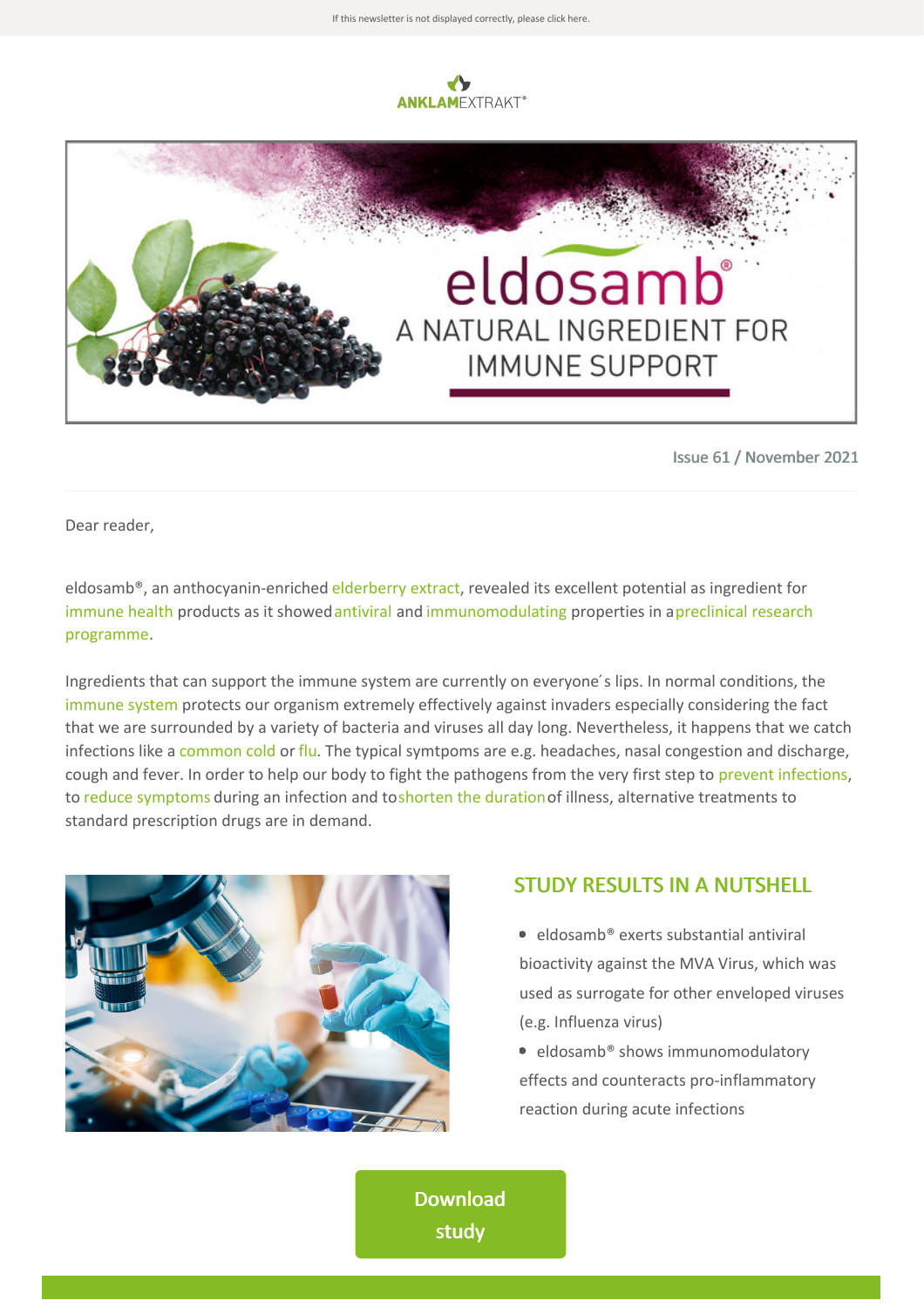If this newsletter is not displayed correctly, please click here.

ANKLAMEXTRAKT®

# eldosamb®

## A NATURAL INGREDIENT FOR IMMUNE SUPPORT

Issue 61 / November 2021

Dear reader,

eldosamb®, an anthocyanin-enriched elderberry extract, revealed its excellent potential as ingredient for immune health products as it showed antiviral and immunomodulating properties in a preclinical research programme.

Ingredients that can support the immune system are currently on everyone´s lips. In normal conditions, the immune system protects our organism extremely effectively against invaders especially considering the fact that we are surrounded by a variety of bacteria and viruses all day long. Nevertheless, it happens that we catch infections like a common cold or flu. The typical symtpoms are e.g. headaches, nasal congestion and discharge, cough and fever. In order to help our body to fight the pathogens from the very first step to prevent infections, to reduce symptoms during an infection and to shorten the duration of illness, alternative treatments to standard prescription drugs are in demand.

## STUDY RESULTS IN A NUTSHELL

- eldosamb® exerts substantial antiviral bioactivity against the MVA Virus, which was used as surrogate for other enveloped viruses (e.g. Influenza virus)
- eldosamb® shows immunomodulatory effects and counteracts pro-inflammatory reaction during acute infections

Download study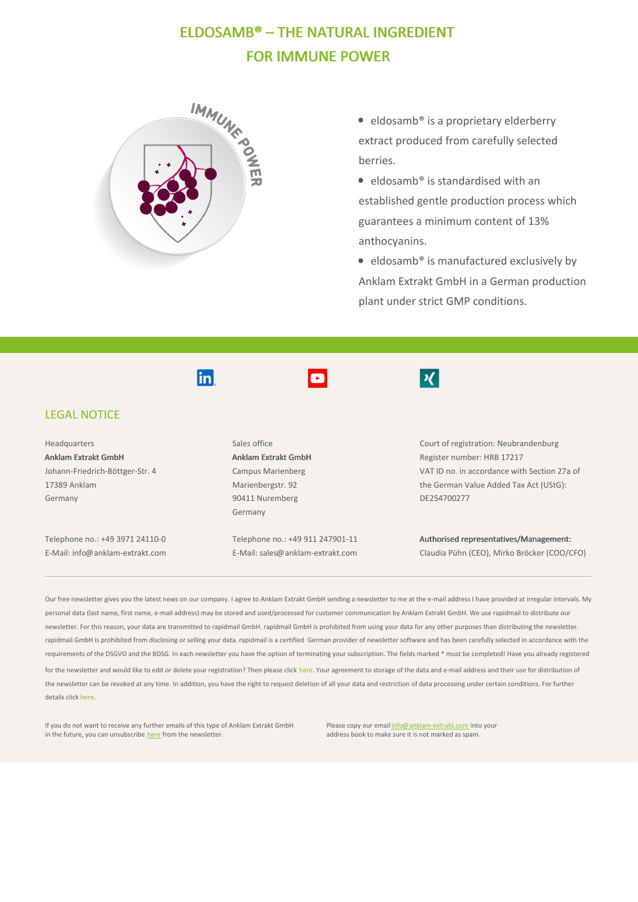# ELDOSAMB® – THE NATURAL INGREDIENT FOR IMMUNE POWER

- eldosamb® is a proprietary elderberry extract produced from carefully selected berries.
- eldosamb® is standardised with an established gentle production process which guarantees a minimum content of 13% anthocyanins.
- eldosamb® is manufactured exclusively by Anklam Extrakt GmbH in a German production plant under strict GMP conditions.

## LEGAL NOTICE

Headquarters
**Anklam Extrakt GmbH**
Johann-Friedrich-Böttger-Str. 4
17389 Anklam
Germany

Telephone no.: +49 3971 24110-0
E-Mail: info@anklam-extrakt.com

Sales office
**Anklam Extrakt GmbH**
Campus Marienberg
Marienbergstr. 92
90411 Nuremberg
Germany

Telephone no.: +49 911 247901-11
E-Mail: sales@anklam-extrakt.com

Court of registration: Neubrandenburg
Register number: HRB 17217
VAT ID no. in accordance with Section 27a of the German Value Added Tax Act (UStG): DE254700277

**Authorised representatives/Management:**
Claudia Pühn (CEO), Mirko Bröcker (COO/CFO)

---

Our free newsletter gives you the latest news on our company. I agree to Anklam Extrakt GmbH sending a newsletter to me at the e-mail address I have provided at irregular intervals. My personal data (last name, first name, e-mail address) may be stored and used/processed for customer communication by Anklam Extrakt GmbH. We use rapidmail to distribute our newsletter. For this reason, your data are transmitted to rapidmail GmbH. rapidmail GmbH is prohibited from using your data for any other purposes than distributing the newsletter. rapidmail GmbH is prohibited from disclosing or selling your data. rapidmail is a certified German provider of newsletter software and has been carefully selected in accordance with the requirements of the DSGVO and the BDSG. In each newsletter you have the option of terminating your subscription. The fields marked * must be completed! Have you already registered for the newsletter and would like to edit or delete your registration? Then please click here. Your agreement to storage of the data and e-mail address and their use for distribution of the newsletter can be revoked at any time. In addition, you have the right to request deletion of all your data and restriction of data processing under certain conditions. For further details click here.

If you do not want to receive any further emails of this type of Anklam Extrakt GmbH in the future, you can unsubscribe here from the newsletter.

Please copy our email info@anklam-extrakt.com into your address book to make sure it is not marked as spam.